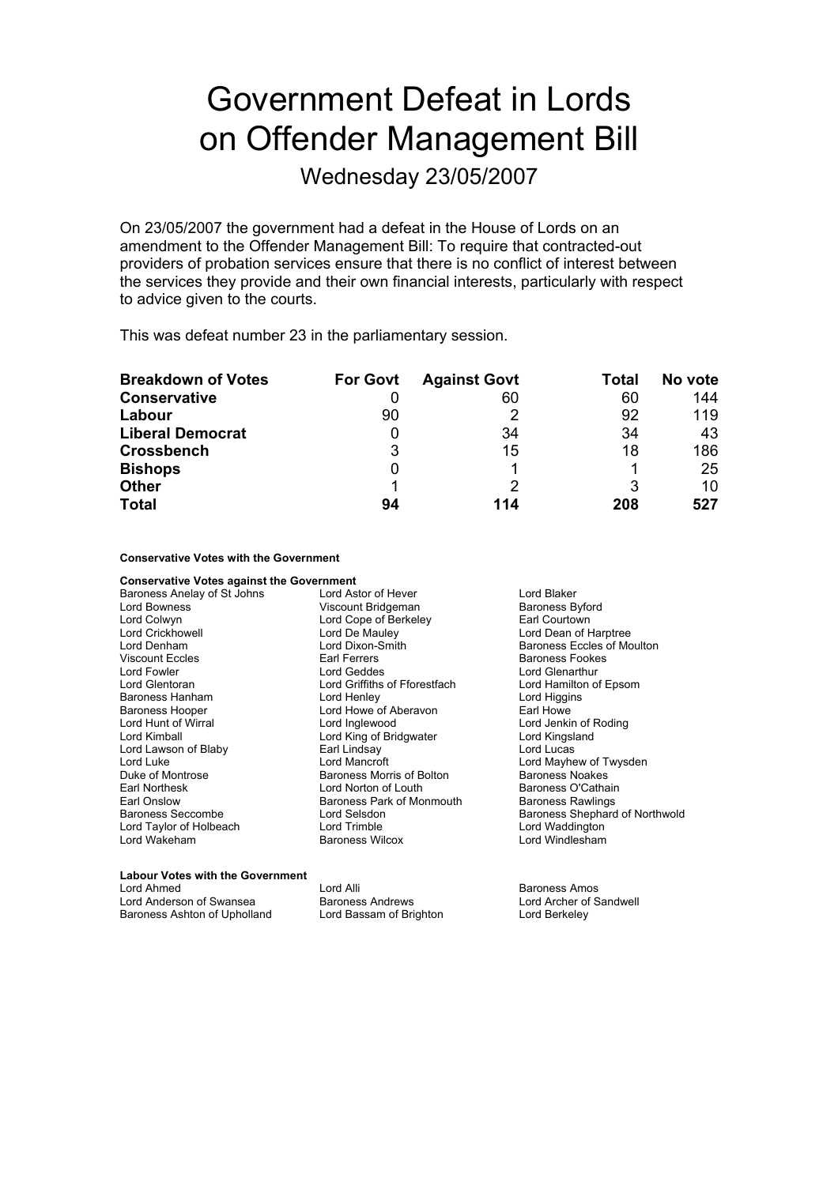# Government Defeat in Lords on Offender Management Bill

Wednesday 23/05/2007

On 23/05/2007 the government had a defeat in the House of Lords on an amendment to the Offender Management Bill: To require that contracted-out providers of probation services ensure that there is no conflict of interest between the services they provide and their own financial interests, particularly with respect to advice given to the courts.

This was defeat number 23 in the parliamentary session.

| Breakdown of Votes | For Govt | Against Govt | Total | No vote |
|---|---|---|---|---|
| **Conservative** | 0 | 60 | 60 | 144 |
| **Labour** | 90 | 2 | 92 | 119 |
| **Liberal Democrat** | 0 | 34 | 34 | 43 |
| **Crossbench** | 3 | 15 | 18 | 186 |
| **Bishops** | 0 | 1 | 1 | 25 |
| **Other** | 1 | 2 | 3 | 10 |
| **Total** | **94** | **114** | **208** | **527** |

**Conservative Votes with the Government**

**Conservative Votes against the Government**

Baroness Anelay of St Johns
Lord Astor of Hever
Lord Blaker
Lord Bowness
Viscount Bridgeman
Baroness Byford
Lord Colwyn
Lord Cope of Berkeley
Earl Courtown
Lord Crickhowell
Lord De Mauley
Lord Dean of Harptree
Lord Denham
Lord Dixon-Smith
Baroness Eccles of Moulton
Viscount Eccles
Earl Ferrers
Baroness Fookes
Lord Fowler
Lord Geddes
Lord Glenarthur
Lord Glentoran
Lord Griffiths of Fforestfach
Lord Hamilton of Epsom
Baroness Hanham
Lord Henley
Lord Higgins
Baroness Hooper
Lord Howe of Aberavon
Earl Howe
Lord Hunt of Wirral
Lord Inglewood
Lord Jenkin of Roding
Lord Kimball
Lord King of Bridgwater
Lord Kingsland
Lord Lawson of Blaby
Earl Lindsay
Lord Lucas
Lord Luke
Lord Mancroft
Lord Mayhew of Twysden
Duke of Montrose
Baroness Morris of Bolton
Baroness Noakes
Earl Northesk
Lord Norton of Louth
Baroness O'Cathain
Earl Onslow
Baroness Park of Monmouth
Baroness Rawlings
Baroness Seccombe
Lord Selsdon
Baroness Shephard of Northwold
Lord Taylor of Holbeach
Lord Trimble
Lord Waddington
Lord Wakeham
Baroness Wilcox
Lord Windlesham

**Labour Votes with the Government**

Lord Ahmed
Lord Alli
Baroness Amos
Lord Anderson of Swansea
Baroness Andrews
Lord Archer of Sandwell
Baroness Ashton of Upholland
Lord Bassam of Brighton
Lord Berkeley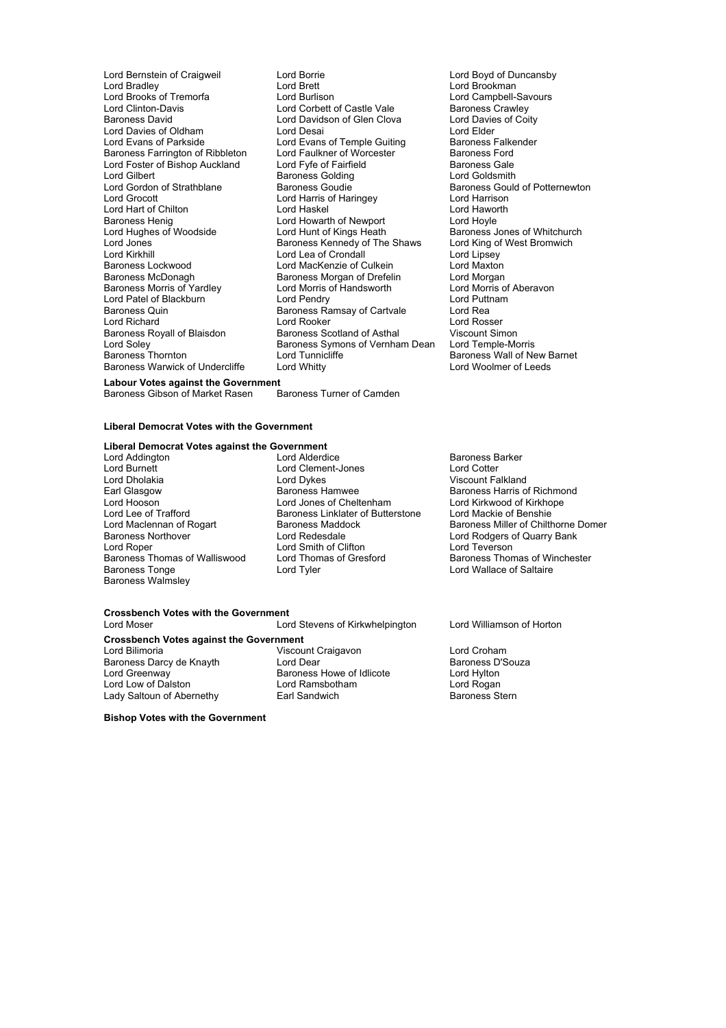Lord Bernstein of Craigweil
Lord Borrie
Lord Boyd of Duncansby
Lord Bradley
Lord Brett
Lord Brookman
Lord Brooks of Tremorfa
Lord Burlison
Lord Campbell-Savours
Lord Clinton-Davis
Lord Corbett of Castle Vale
Baroness Crawley
Baroness David
Lord Davidson of Glen Clova
Lord Davies of Coity
Lord Davies of Oldham
Lord Desai
Lord Elder
Lord Evans of Parkside
Lord Evans of Temple Guiting
Baroness Falkender
Baroness Farrington of Ribbleton
Lord Faulkner of Worcester
Baroness Ford
Lord Foster of Bishop Auckland
Lord Fyfe of Fairfield
Baroness Gale
Lord Gilbert
Baroness Golding
Lord Goldsmith
Lord Gordon of Strathblane
Baroness Goudie
Baroness Gould of Potternewton
Lord Grocott
Lord Harris of Haringey
Lord Harrison
Lord Hart of Chilton
Lord Haskel
Lord Haworth
Baroness Henig
Lord Howarth of Newport
Lord Hoyle
Lord Hughes of Woodside
Lord Hunt of Kings Heath
Baroness Jones of Whitchurch
Lord Jones
Baroness Kennedy of The Shaws
Lord King of West Bromwich
Lord Kirkhill
Lord Lea of Crondall
Lord Lipsey
Baroness Lockwood
Lord MacKenzie of Culkein
Lord Maxton
Baroness McDonagh
Baroness Morgan of Drefelin
Lord Morgan
Baroness Morris of Yardley
Lord Morris of Handsworth
Lord Morris of Aberavon
Lord Patel of Blackburn
Lord Pendry
Lord Puttnam
Baroness Quin
Baroness Ramsay of Cartvale
Lord Rea
Lord Richard
Lord Rooker
Lord Rosser
Baroness Royall of Blaisdon
Baroness Scotland of Asthal
Viscount Simon
Lord Soley
Baroness Symons of Vernham Dean
Lord Temple-Morris
Baroness Thornton
Lord Tunnicliffe
Baroness Wall of New Barnet
Baroness Warwick of Undercliffe
Lord Whitty
Lord Woolmer of Leeds

**Labour Votes against the Government**

Baroness Gibson of Market Rasen
Baroness Turner of Camden

**Liberal Democrat Votes with the Government**

**Liberal Democrat Votes against the Government**

Lord Addington
Lord Alderdice
Baroness Barker
Lord Burnett
Lord Clement-Jones
Lord Cotter
Lord Dholakia
Lord Dykes
Viscount Falkland
Earl Glasgow
Baroness Hamwee
Baroness Harris of Richmond
Lord Hooson
Lord Jones of Cheltenham
Lord Kirkwood of Kirkhope
Lord Lee of Trafford
Baroness Linklater of Butterstone
Lord Mackie of Benshie
Lord Maclennan of Rogart
Baroness Maddock
Baroness Miller of Chilthorne Domer
Baroness Northover
Lord Redesdale
Lord Rodgers of Quarry Bank
Lord Roper
Lord Smith of Clifton
Lord Teverson
Baroness Thomas of Walliswood
Lord Thomas of Gresford
Baroness Thomas of Winchester
Baroness Tonge
Lord Tyler
Lord Wallace of Saltaire
Baroness Walmsley

**Crossbench Votes with the Government**

Lord Moser
Lord Stevens of Kirkwhelpington
Lord Williamson of Horton

**Crossbench Votes against the Government**

Lord Bilimoria
Viscount Craigavon
Lord Croham
Baroness Darcy de Knayth
Lord Dear
Baroness D'Souza
Lord Greenway
Baroness Howe of Idlicote
Lord Hylton
Lord Low of Dalston
Lord Ramsbotham
Lord Rogan
Lady Saltoun of Abernethy
Earl Sandwich
Baroness Stern

**Bishop Votes with the Government**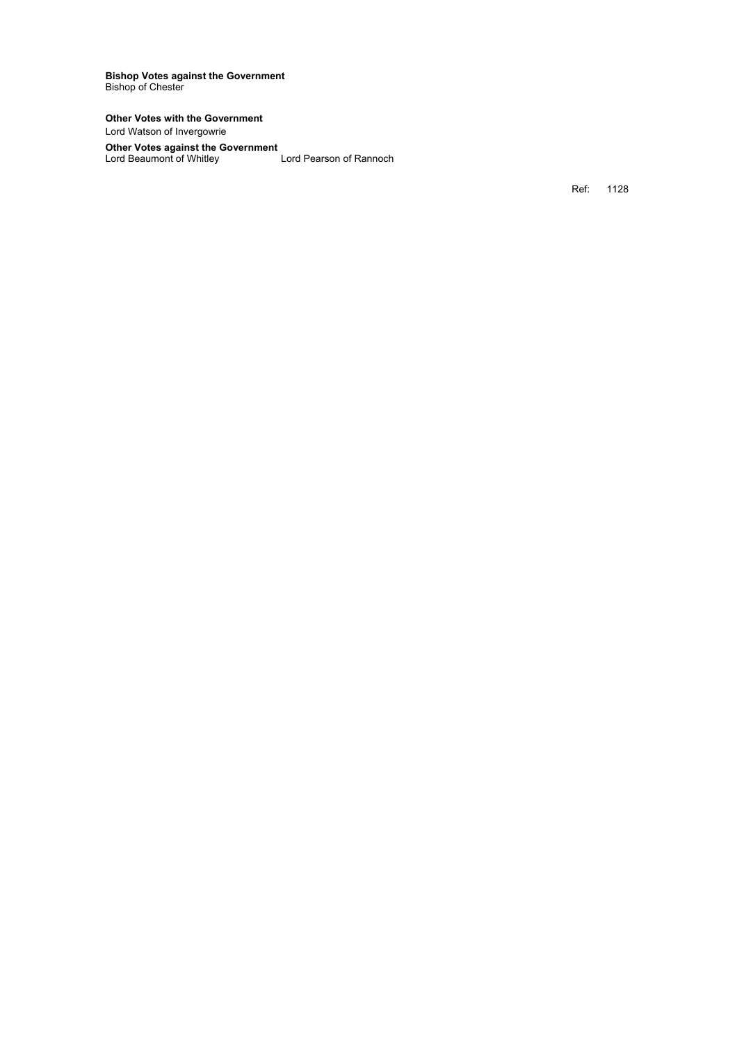**Bishop Votes against the Government**
Bishop of Chester

**Other Votes with the Government**
Lord Watson of Invergowrie

**Other Votes against the Government**
Lord Beaumont of Whitley
Lord Pearson of Rannoch

Ref: 1128